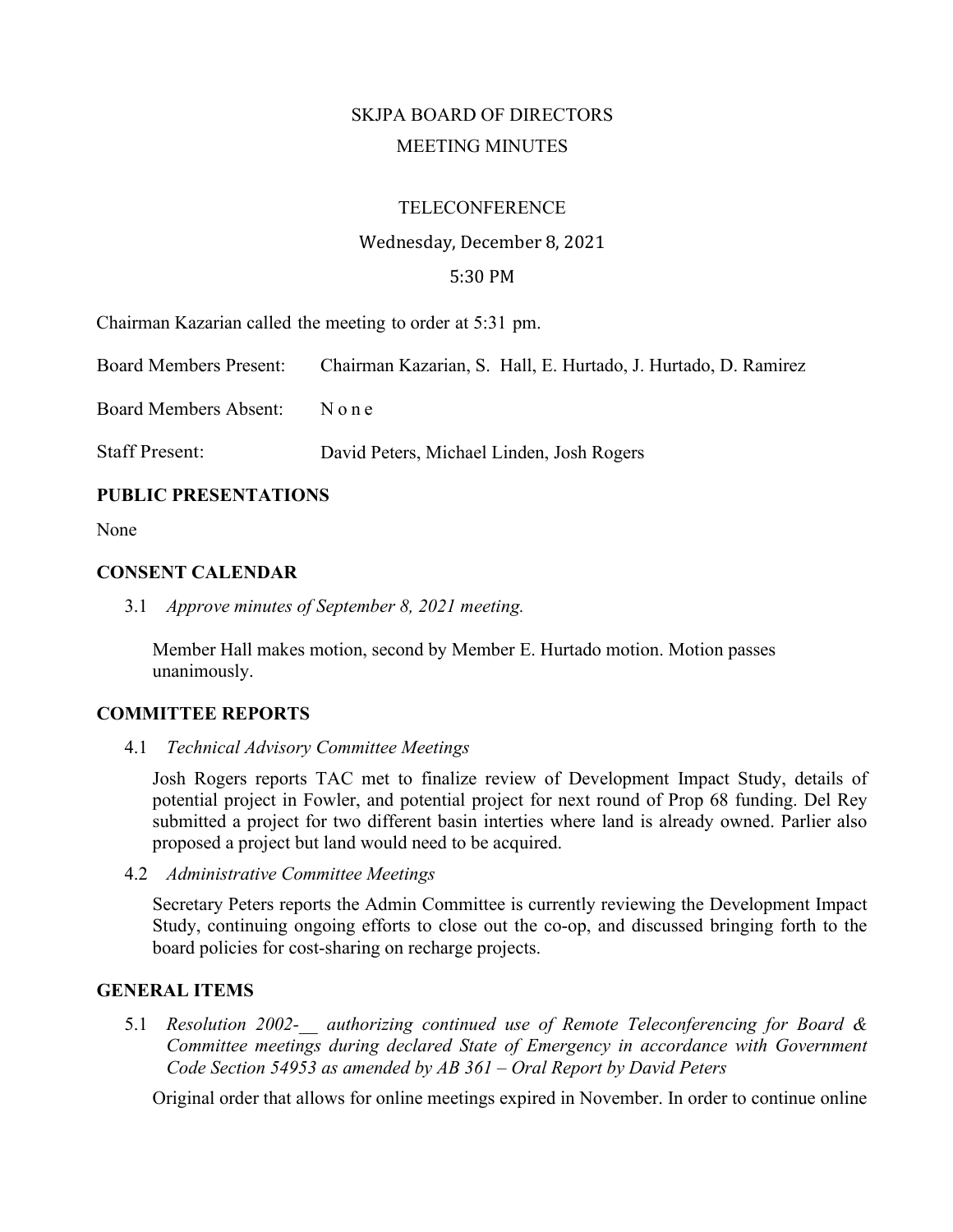SKJPA BOARD OF DIRECTORS

MEETING MINUTES

TELECONFERENCE

Wednesday, December 8, 2021

5:30 PM

Chairman Kazarian called the meeting to order at 5:31 pm.

Board Members Present: Chairman Kazarian, S. Hall, E. Hurtado, J. Hurtado, D. Ramirez

Board Members Absent: None

Staff Present: David Peters, Michael Linden, Josh Rogers

## PUBLIC PRESENTATIONS

None

## CONSENT CALENDAR

3.1 *Approve minutes of September 8, 2021 meeting.*

Member Hall makes motion, second by Member E. Hurtado motion. Motion passes unanimously.

## COMMITTEE REPORTS

4.1 *Technical Advisory Committee Meetings*

Josh Rogers reports TAC met to finalize review of Development Impact Study, details of potential project in Fowler, and potential project for next round of Prop 68 funding. Del Rey submitted a project for two different basin interties where land is already owned. Parlier also proposed a project but land would need to be acquired.

4.2 *Administrative Committee Meetings*

Secretary Peters reports the Admin Committee is currently reviewing the Development Impact Study, continuing ongoing efforts to close out the co-op, and discussed bringing forth to the board policies for cost-sharing on recharge projects.

## GENERAL ITEMS

5.1 *Resolution 2002-__ authorizing continued use of Remote Teleconferencing for Board & Committee meetings during declared State of Emergency in accordance with Government Code Section 54953 as amended by AB 361 – Oral Report by David Peters*

Original order that allows for online meetings expired in November. In order to continue online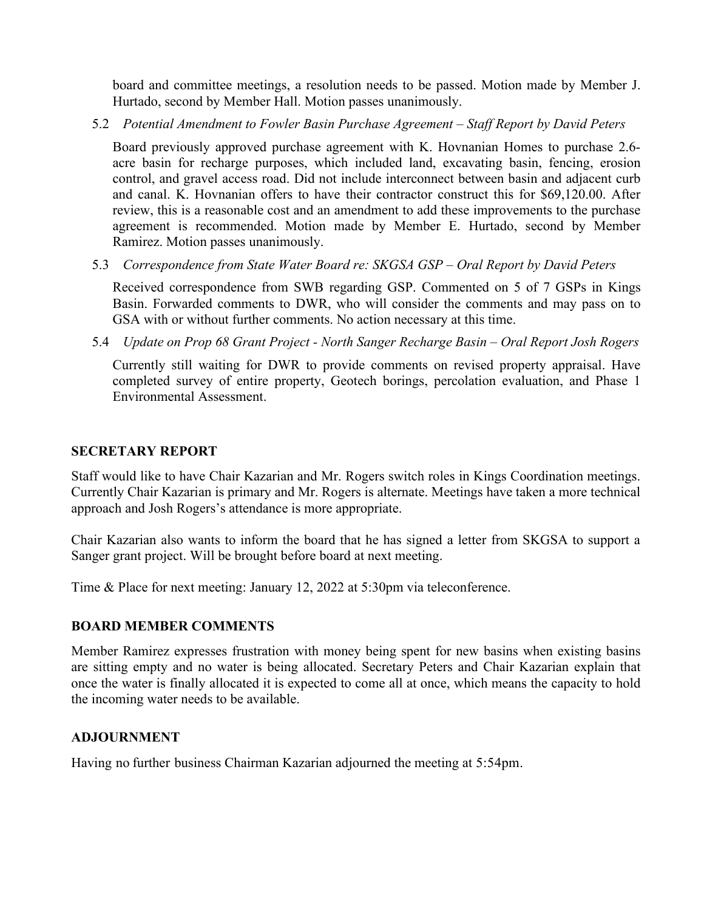board and committee meetings, a resolution needs to be passed. Motion made by Member J. Hurtado, second by Member Hall. Motion passes unanimously.

5.2 *Potential Amendment to Fowler Basin Purchase Agreement – Staff Report by David Peters*

Board previously approved purchase agreement with K. Hovnanian Homes to purchase 2.6-acre basin for recharge purposes, which included land, excavating basin, fencing, erosion control, and gravel access road. Did not include interconnect between basin and adjacent curb and canal. K. Hovnanian offers to have their contractor construct this for $69,120.00. After review, this is a reasonable cost and an amendment to add these improvements to the purchase agreement is recommended. Motion made by Member E. Hurtado, second by Member Ramirez. Motion passes unanimously.

5.3 *Correspondence from State Water Board re: SKGSA GSP – Oral Report by David Peters*

Received correspondence from SWB regarding GSP. Commented on 5 of 7 GSPs in Kings Basin. Forwarded comments to DWR, who will consider the comments and may pass on to GSA with or without further comments. No action necessary at this time.

5.4 *Update on Prop 68 Grant Project - North Sanger Recharge Basin – Oral Report Josh Rogers*

Currently still waiting for DWR to provide comments on revised property appraisal. Have completed survey of entire property, Geotech borings, percolation evaluation, and Phase 1 Environmental Assessment.

## SECRETARY REPORT

Staff would like to have Chair Kazarian and Mr. Rogers switch roles in Kings Coordination meetings. Currently Chair Kazarian is primary and Mr. Rogers is alternate. Meetings have taken a more technical approach and Josh Rogers's attendance is more appropriate.

Chair Kazarian also wants to inform the board that he has signed a letter from SKGSA to support a Sanger grant project. Will be brought before board at next meeting.

Time & Place for next meeting: January 12, 2022 at 5:30pm via teleconference.

## BOARD MEMBER COMMENTS

Member Ramirez expresses frustration with money being spent for new basins when existing basins are sitting empty and no water is being allocated. Secretary Peters and Chair Kazarian explain that once the water is finally allocated it is expected to come all at once, which means the capacity to hold the incoming water needs to be available.

## ADJOURNMENT

Having no further business Chairman Kazarian adjourned the meeting at 5:54pm.